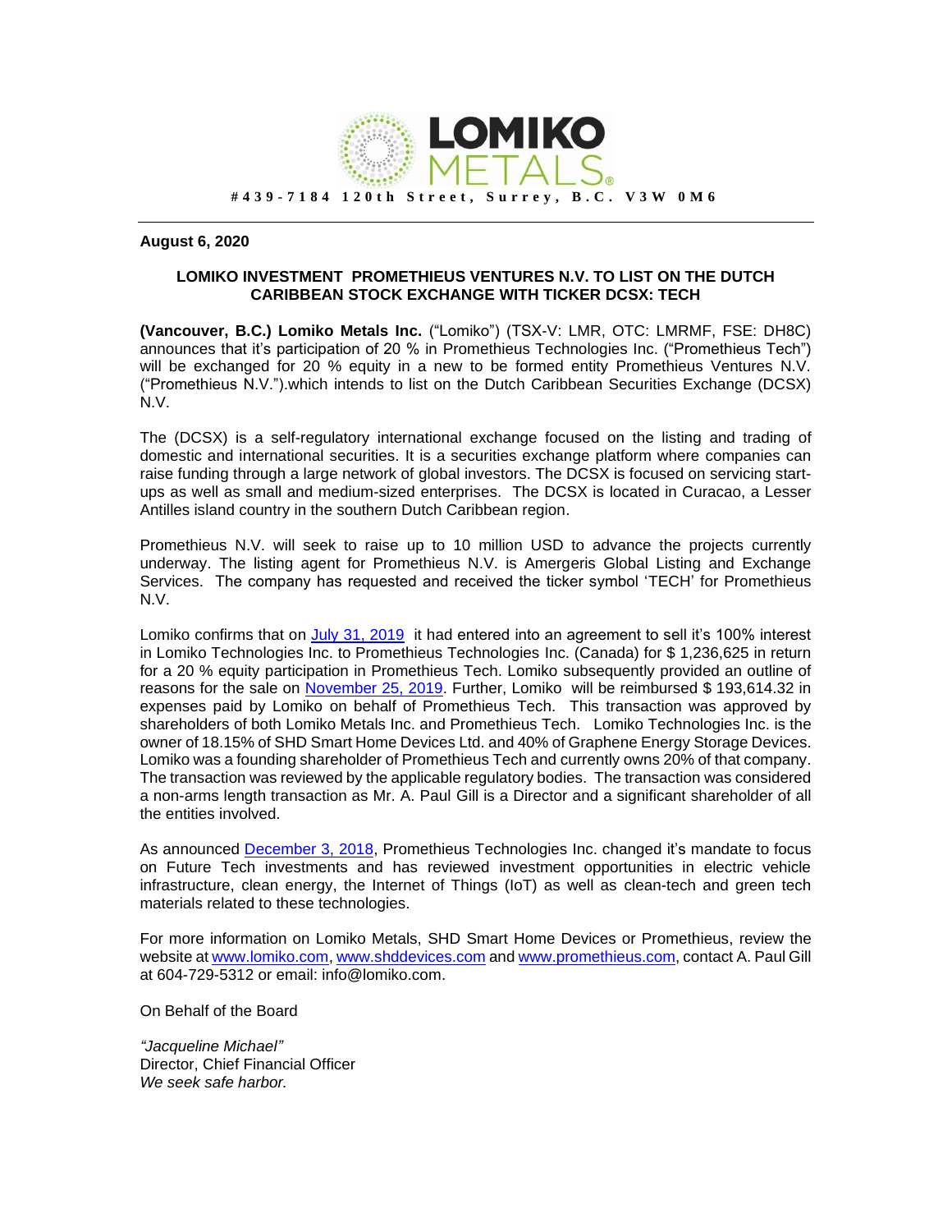**LOMIKO METALS®**

**#439-7184 120th Street, Surrey, B.C. V3W 0M6**

**August 6, 2020**

**LOMIKO INVESTMENT PROMETHIEUS VENTURES N.V. TO LIST ON THE DUTCH CARIBBEAN STOCK EXCHANGE WITH TICKER DCSX: TECH**

**(Vancouver, B.C.) Lomiko Metals Inc.** ("Lomiko") (TSX-V: LMR, OTC: LMRMF, FSE: DH8C) announces that it's participation of 20 % in Promethieus Technologies Inc. ("Promethieus Tech") will be exchanged for 20 % equity in a new to be formed entity Promethieus Ventures N.V. ("Promethieus N.V.").which intends to list on the Dutch Caribbean Securities Exchange (DCSX) N.V.

The (DCSX) is a self-regulatory international exchange focused on the listing and trading of domestic and international securities. It is a securities exchange platform where companies can raise funding through a large network of global investors. The DCSX is focused on servicing start-ups as well as small and medium-sized enterprises. The DCSX is located in Curacao, a Lesser Antilles island country in the southern Dutch Caribbean region.

Promethieus N.V. will seek to raise up to 10 million USD to advance the projects currently underway. The listing agent for Promethieus N.V. is Amergeris Global Listing and Exchange Services. The company has requested and received the ticker symbol 'TECH' for Promethieus N.V.

Lomiko confirms that on July 31, 2019 it had entered into an agreement to sell it's 100% interest in Lomiko Technologies Inc. to Promethieus Technologies Inc. (Canada) for $ 1,236,625 in return for a 20 % equity participation in Promethieus Tech. Lomiko subsequently provided an outline of reasons for the sale on November 25, 2019. Further, Lomiko will be reimbursed $ 193,614.32 in expenses paid by Lomiko on behalf of Promethieus Tech. This transaction was approved by shareholders of both Lomiko Metals Inc. and Promethieus Tech. Lomiko Technologies Inc. is the owner of 18.15% of SHD Smart Home Devices Ltd. and 40% of Graphene Energy Storage Devices. Lomiko was a founding shareholder of Promethieus Tech and currently owns 20% of that company. The transaction was reviewed by the applicable regulatory bodies. The transaction was considered a non-arms length transaction as Mr. A. Paul Gill is a Director and a significant shareholder of all the entities involved.

As announced December 3, 2018, Promethieus Technologies Inc. changed it's mandate to focus on Future Tech investments and has reviewed investment opportunities in electric vehicle infrastructure, clean energy, the Internet of Things (IoT) as well as clean-tech and green tech materials related to these technologies.

For more information on Lomiko Metals, SHD Smart Home Devices or Promethieus, review the website at www.lomiko.com, www.shddevices.com and www.promethieus.com, contact A. Paul Gill at 604-729-5312 or email: info@lomiko.com.

On Behalf of the Board

*"Jacqueline Michael"*
Director, Chief Financial Officer
*We seek safe harbor.*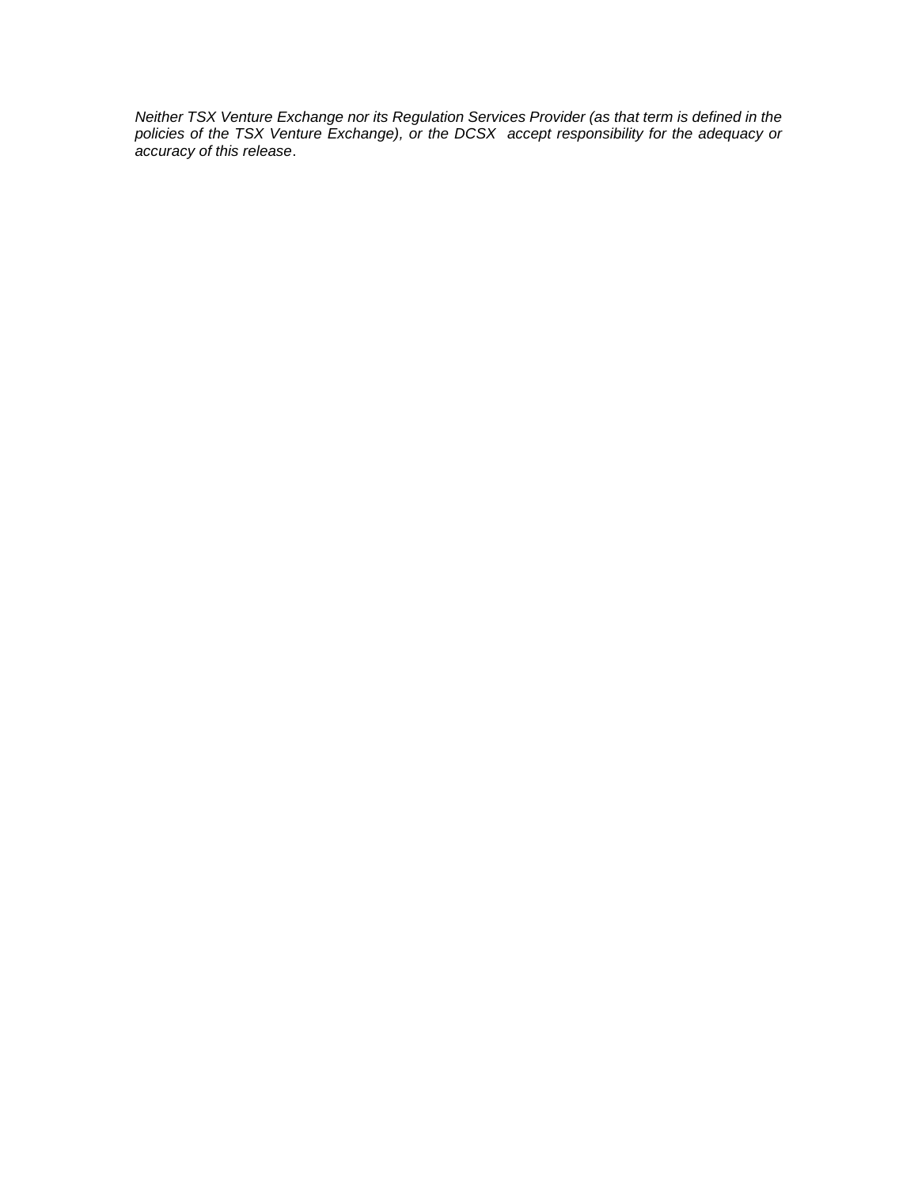*Neither TSX Venture Exchange nor its Regulation Services Provider (as that term is defined in the policies of the TSX Venture Exchange), or the DCSX accept responsibility for the adequacy or accuracy of this release*.